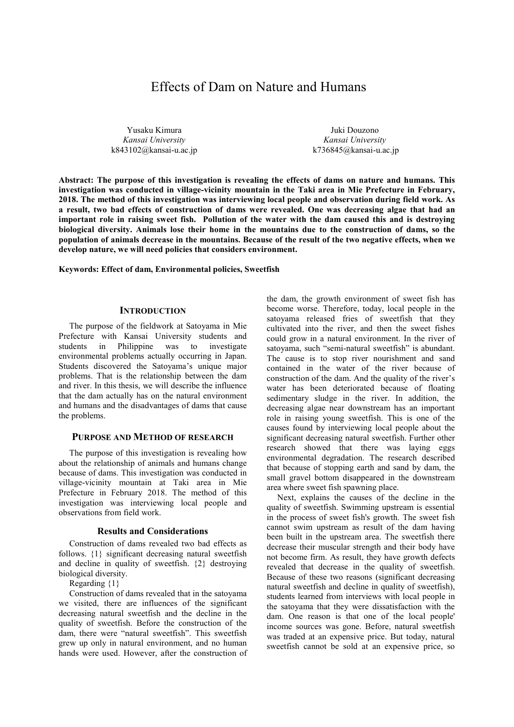# Effects of Dam on Nature and Humans

Yusaku Kimura
*Kansai University*
k843102@kansai-u.ac.jp

Juki Douzono
*Kansai University*
k736845@kansai-u.ac.jp

**Abstract: The purpose of this investigation is revealing the effects of dams on nature and humans. This investigation was conducted in village-vicinity mountain in the Taki area in Mie Prefecture in February, 2018. The method of this investigation was interviewing local people and observation during field work. As a result, two bad effects of construction of dams were revealed. One was decreasing algae that had an important role in raising sweet fish. Pollution of the water with the dam caused this and is destroying biological diversity. Animals lose their home in the mountains due to the construction of dams, so the population of animals decrease in the mountains. Because of the result of the two negative effects, when we develop nature, we will need policies that considers environment.**

**Keywords: Effect of dam, Environmental policies, Sweetfish**

## INTRODUCTION

The purpose of the fieldwork at Satoyama in Mie Prefecture with Kansai University students and students in Philippine was to investigate environmental problems actually occurring in Japan. Students discovered the Satoyama's unique major problems. That is the relationship between the dam and river. In this thesis, we will describe the influence that the dam actually has on the natural environment and humans and the disadvantages of dams that cause the problems.

## PURPOSE AND METHOD OF RESEARCH

The purpose of this investigation is revealing how about the relationship of animals and humans change because of dams. This investigation was conducted in village-vicinity mountain at Taki area in Mie Prefecture in February 2018. The method of this investigation was interviewing local people and observations from field work.

### Results and Considerations

Construction of dams revealed two bad effects as follows. {1} significant decreasing natural sweetfish and decline in quality of sweetfish. {2} destroying biological diversity.

Regarding {1}

Construction of dams revealed that in the satoyama we visited, there are influences of the significant decreasing natural sweetfish and the decline in the quality of sweetfish. Before the construction of the dam, there were "natural sweetfish". This sweetfish grew up only in natural environment, and no human hands were used. However, after the construction of the dam, the growth environment of sweet fish has become worse. Therefore, today, local people in the satoyama released fries of sweetfish that they cultivated into the river, and then the sweet fishes could grow in a natural environment. In the river of satoyama, such "semi-natural sweetfish" is abundant. The cause is to stop river nourishment and sand contained in the water of the river because of construction of the dam. And the quality of the river's water has been deteriorated because of floating sedimentary sludge in the river. In addition, the decreasing algae near downstream has an important role in raising young sweetfish. This is one of the causes found by interviewing local people about the significant decreasing natural sweetfish. Further other research showed that there was laying eggs environmental degradation. The research described that because of stopping earth and sand by dam, the small gravel bottom disappeared in the downstream area where sweet fish spawning place.

Next, explains the causes of the decline in the quality of sweetfish. Swimming upstream is essential in the process of sweet fish's growth. The sweet fish cannot swim upstream as result of the dam having been built in the upstream area. The sweetfish there decrease their muscular strength and their body have not become firm. As result, they have growth defects revealed that decrease in the quality of sweetfish. Because of these two reasons (significant decreasing natural sweetfish and decline in quality of sweetfish), students learned from interviews with local people in the satoyama that they were dissatisfaction with the dam. One reason is that one of the local people' income sources was gone. Before, natural sweetfish was traded at an expensive price. But today, natural sweetfish cannot be sold at an expensive price, so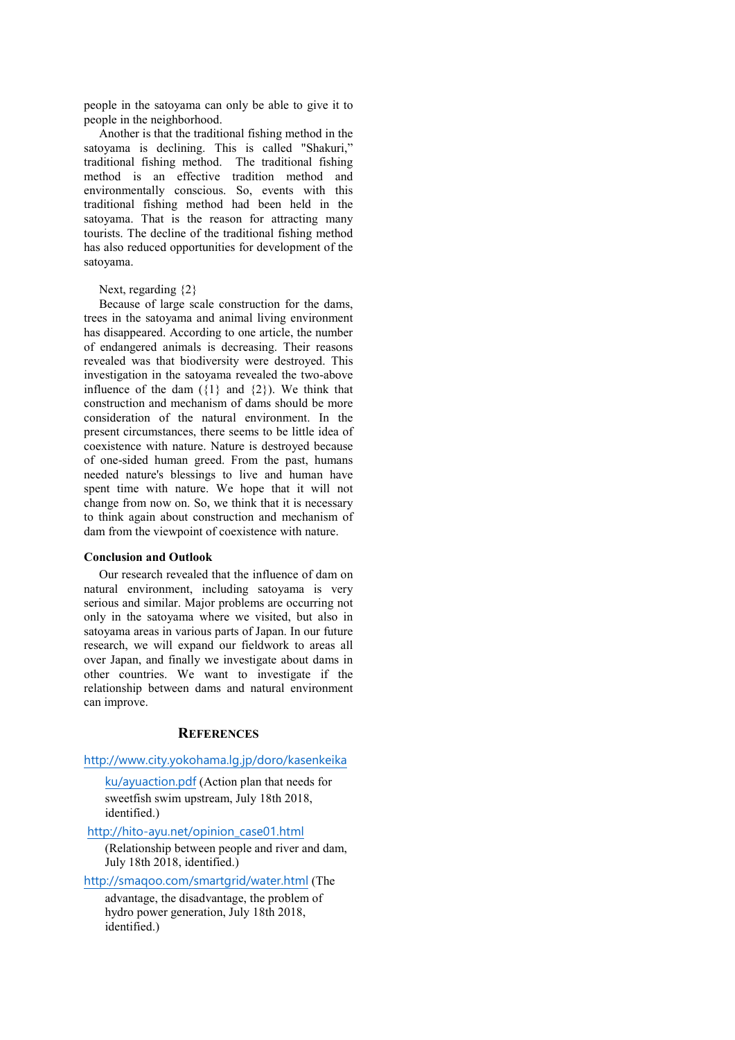people in the satoyama can only be able to give it to people in the neighborhood.

Another is that the traditional fishing method in the satoyama is declining. This is called "Shakuri," traditional fishing method. The traditional fishing method is an effective tradition method and environmentally conscious. So, events with this traditional fishing method had been held in the satoyama. That is the reason for attracting many tourists. The decline of the traditional fishing method has also reduced opportunities for development of the satoyama.

Next, regarding {2}

Because of large scale construction for the dams, trees in the satoyama and animal living environment has disappeared. According to one article, the number of endangered animals is decreasing. Their reasons revealed was that biodiversity were destroyed. This investigation in the satoyama revealed the two-above influence of the dam ({1} and {2}). We think that construction and mechanism of dams should be more consideration of the natural environment. In the present circumstances, there seems to be little idea of coexistence with nature. Nature is destroyed because of one-sided human greed. From the past, humans needed nature's blessings to live and human have spent time with nature. We hope that it will not change from now on. So, we think that it is necessary to think again about construction and mechanism of dam from the viewpoint of coexistence with nature.

**Conclusion and Outlook**

Our research revealed that the influence of dam on natural environment, including satoyama is very serious and similar. Major problems are occurring not only in the satoyama where we visited, but also in satoyama areas in various parts of Japan. In our future research, we will expand our fieldwork to areas all over Japan, and finally we investigate about dams in other countries. We want to investigate if the relationship between dams and natural environment can improve.

## References

http://www.city.yokohama.lg.jp/doro/kasenkeikaku/ayuaction.pdf (Action plan that needs for sweetfish swim upstream, July 18th 2018, identified.)

http://hito-ayu.net/opinion_case01.html (Relationship between people and river and dam, July 18th 2018, identified.)

http://smaqoo.com/smartgrid/water.html (The advantage, the disadvantage, the problem of hydro power generation, July 18th 2018, identified.)